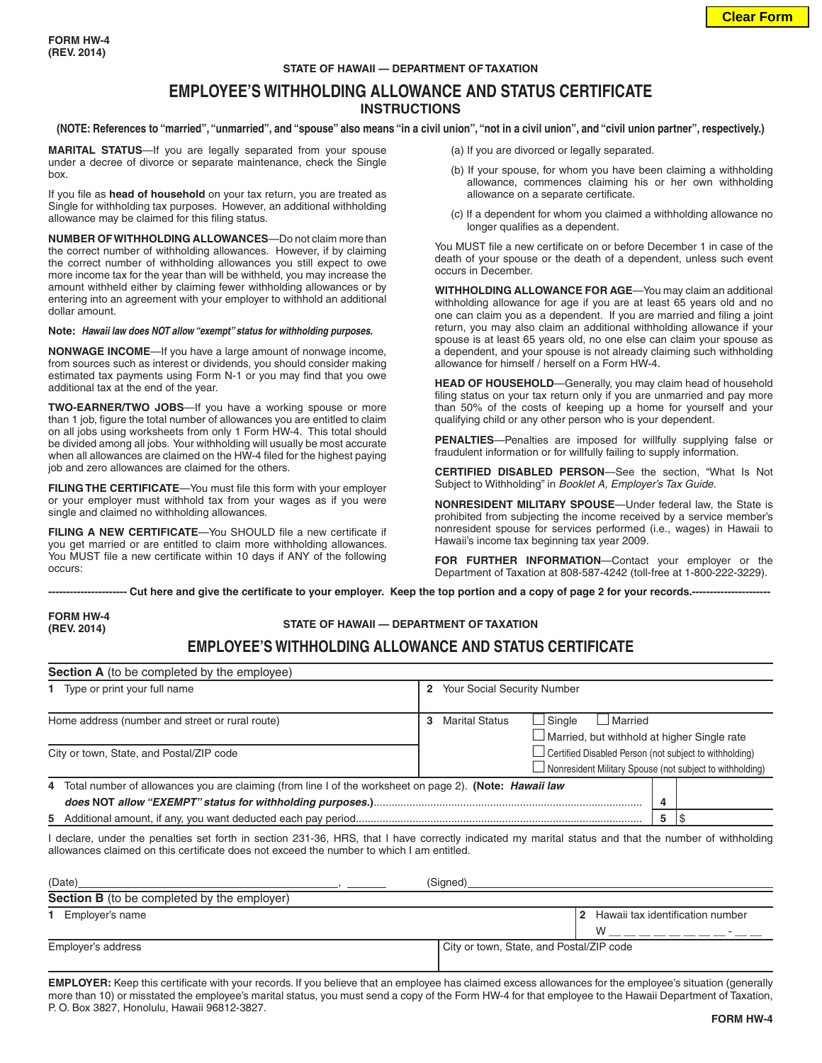FORM HW-4
(REV. 2014)

STATE OF HAWAII — DEPARTMENT OF TAXATION

# EMPLOYEE'S WITHHOLDING ALLOWANCE AND STATUS CERTIFICATE

## INSTRUCTIONS

**(NOTE: References to "married", "unmarried", and "spouse" also means "in a civil union", "not in a civil union", and "civil union partner", respectively.)**

**MARITAL STATUS**—If you are legally separated from your spouse under a decree of divorce or separate maintenance, check the Single box.

If you file as **head of household** on your tax return, you are treated as Single for withholding tax purposes. However, an additional withholding allowance may be claimed for this filing status.

**NUMBER OF WITHHOLDING ALLOWANCES**—Do not claim more than the correct number of withholding allowances. However, if by claiming the correct number of withholding allowances you still expect to owe more income tax for the year than will be withheld, you may increase the amount withheld either by claiming fewer withholding allowances or by entering into an agreement with your employer to withhold an additional dollar amount.

**Note:** ***Hawaii law does NOT allow "exempt" status for withholding purposes.***

**NONWAGE INCOME**—If you have a large amount of nonwage income, from sources such as interest or dividends, you should consider making estimated tax payments using Form N-1 or you may find that you owe additional tax at the end of the year.

**TWO-EARNER/TWO JOBS**—If you have a working spouse or more than 1 job, figure the total number of allowances you are entitled to claim on all jobs using worksheets from only 1 Form HW-4. This total should be divided among all jobs. Your withholding will usually be most accurate when all allowances are claimed on the HW-4 filed for the highest paying job and zero allowances are claimed for the others.

**FILING THE CERTIFICATE**—You must file this form with your employer or your employer must withhold tax from your wages as if you were single and claimed no withholding allowances.

**FILING A NEW CERTIFICATE**—You SHOULD file a new certificate if you get married or are entitled to claim more withholding allowances. You MUST file a new certificate within 10 days if ANY of the following occurs:

(a) If you are divorced or legally separated.

(b) If your spouse, for whom you have been claiming a withholding allowance, commences claiming his or her own withholding allowance on a separate certificate.

(c) If a dependent for whom you claimed a withholding allowance no longer qualifies as a dependent.

You MUST file a new certificate on or before December 1 in case of the death of your spouse or the death of a dependent, unless such event occurs in December.

**WITHHOLDING ALLOWANCE FOR AGE**—You may claim an additional withholding allowance for age if you are at least 65 years old and no one can claim you as a dependent. If you are married and filing a joint return, you may also claim an additional withholding allowance if your spouse is at least 65 years old, no one else can claim your spouse as a dependent, and your spouse is not already claiming such withholding allowance for himself / herself on a Form HW-4.

**HEAD OF HOUSEHOLD**—Generally, you may claim head of household filing status on your tax return only if you are unmarried and pay more than 50% of the costs of keeping up a home for yourself and your qualifying child or any other person who is your dependent.

**PENALTIES**—Penalties are imposed for willfully supplying false or fraudulent information or for willfully failing to supply information.

**CERTIFIED DISABLED PERSON**—See the section, "What Is Not Subject to Withholding" in *Booklet A, Employer's Tax Guide*.

**NONRESIDENT MILITARY SPOUSE**—Under federal law, the State is prohibited from subjecting the income received by a service member's nonresident spouse for services performed (i.e., wages) in Hawaii to Hawaii's income tax beginning tax year 2009.

**FOR FURTHER INFORMATION**—Contact your employer or the Department of Taxation at 808-587-4242 (toll-free at 1-800-222-3229).

---------------------- **Cut here and give the certificate to your employer. Keep the top portion and a copy of page 2 for your records.** ----------------------

FORM HW-4
(REV. 2014)

STATE OF HAWAII — DEPARTMENT OF TAXATION

# EMPLOYEE'S WITHHOLDING ALLOWANCE AND STATUS CERTIFICATE

**Section A** (to be completed by the employee)

| | |
|---|---|
| **1** Type or print your full name | **2** Your Social Security Number |
| Home address (number and street or rural route) | **3** Marital Status ☐ Single ☐ Married<br>☐ Married, but withhold at higher Single rate |
| City or town, State, and Postal/ZIP code | ☐ Certified Disabled Person (not subject to withholding)<br>☐ Nonresident Military Spouse (not subject to withholding) |

| | | |
|---|---|---|
| **4** Total number of allowances you are claiming (from line I of the worksheet on page 2). **(Note: *Hawaii law does* NOT *allow "EXEMPT" status for withholding purposes.*)** | **4** | |
| **5** Additional amount, if any, you want deducted each pay period | **5** | $ |

I declare, under the penalties set forth in section 231-36, HRS, that I have correctly indicated my marital status and that the number of withholding allowances claimed on this certificate does not exceed the number to which I am entitled.

(Date)______________________________, ______ (Signed)______________________________

**Section B** (to be completed by the employer)

| | |
|---|---|
| **1** Employer's name | **2** Hawaii tax identification number<br>W __ __ __ __ __ __ __ __ - __ __ |
| Employer's address | City or town, State, and Postal/ZIP code |

**EMPLOYER:** Keep this certificate with your records. If you believe that an employee has claimed excess allowances for the employee's situation (generally more than 10) or misstated the employee's marital status, you must send a copy of the Form HW-4 for that employee to the Hawaii Department of Taxation, P. O. Box 3827, Honolulu, Hawaii 96812-3827.

FORM HW-4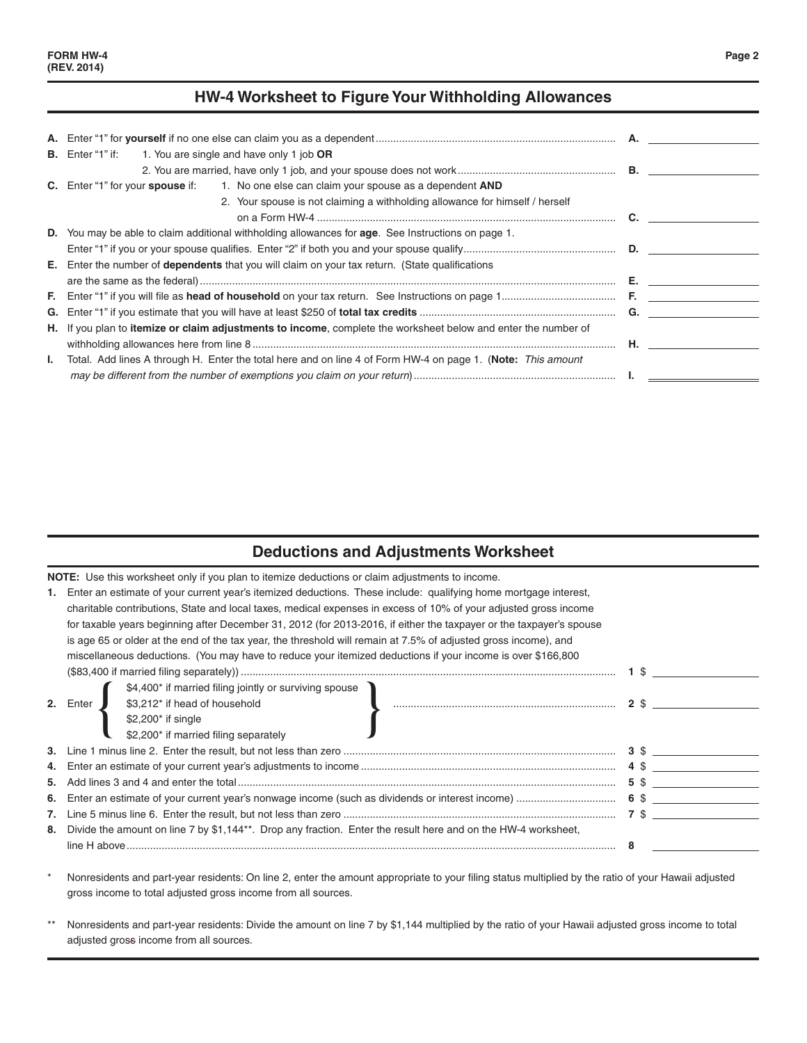## HW-4 Worksheet to Figure Your Withholding Allowances

**A.** Enter "1" for **yourself** if no one else can claim you as a dependent ................................................................................. **A.** ____________

**B.** Enter "1" if: 1. You are single and have only 1 job **OR**
2. You are married, have only 1 job, and your spouse does not work ..................................................... **B.** ____________

**C.** Enter "1" for your **spouse** if: 1. No one else can claim your spouse as a dependent **AND**
2. Your spouse is not claiming a withholding allowance for himself / herself on a Form HW-4 ..................................................................................................... **C.** ____________

**D.** You may be able to claim additional withholding allowances for **age**. See Instructions on page 1.
Enter "1" if you or your spouse qualifies. Enter "2" if both you and your spouse qualify .................................................. **D.** ____________

**E.** Enter the number of **dependents** that you will claim on your tax return. (State qualifications are the same as the federal) .............................................................................................................................................. **E.** ____________

**F.** Enter "1" if you will file as **head of household** on your tax return. See Instructions on page 1...................................... **F.** ____________

**G.** Enter "1" if you estimate that you will have at least $250 of **total tax credits** .................................................................. **G.** ____________

**H.** If you plan to **itemize or claim adjustments to income**, complete the worksheet below and enter the number of withholding allowances here from line 8 ........................................................................................................................... **H.** ____________

**I.** Total. Add lines A through H. Enter the total here and on line 4 of Form HW-4 on page 1. (**Note:** *This amount may be different from the number of exemptions you claim on your return*) ..................................................................... **I.** ____________

## Deductions and Adjustments Worksheet

**NOTE:** Use this worksheet only if you plan to itemize deductions or claim adjustments to income.

**1.** Enter an estimate of your current year's itemized deductions. These include: qualifying home mortgage interest, charitable contributions, State and local taxes, medical expenses in excess of 10% of your adjusted gross income for taxable years beginning after December 31, 2012 (for 2013-2016, if either the taxpayer or the taxpayer's spouse is age 65 or older at the end of the tax year, the threshold will remain at 7.5% of adjusted gross income), and miscellaneous deductions. (You may have to reduce your itemized deductions if your income is over $166,800 ($83,400 if married filing separately)) ............................................................................................................................... **1** $ ____________

**2.** Enter
- $4,400* if married filing jointly or surviving spouse
- $3,212* if head of household
- $2,200* if single
- $2,200* if married filing separately

........................................................................... **2** $ ____________

**3.** Line 1 minus line 2. Enter the result, but not less than zero ............................................................................................ **3** $ ____________

**4.** Enter an estimate of your current year's adjustments to income ...................................................................................... **4** $ ____________

**5.** Add lines 3 and 4 and enter the total ................................................................................................................................. **5** $ ____________

**6.** Enter an estimate of your current year's nonwage income (such as dividends or interest income) ................................. **6** $ ____________

**7.** Line 5 minus line 6. Enter the result, but not less than zero ............................................................................................ **7** $ ____________

**8.** Divide the amount on line 7 by $1,144**. Drop any fraction. Enter the result here and on the HW-4 worksheet, line H above ..................................................................................................................................................................... **8** ____________

\* Nonresidents and part-year residents: On line 2, enter the amount appropriate to your filing status multiplied by the ratio of your Hawaii adjusted gross income to total adjusted gross income from all sources.

\*\* Nonresidents and part-year residents: Divide the amount on line 7 by $1,144 multiplied by the ratio of your Hawaii adjusted gross income to total adjusted gross income from all sources.